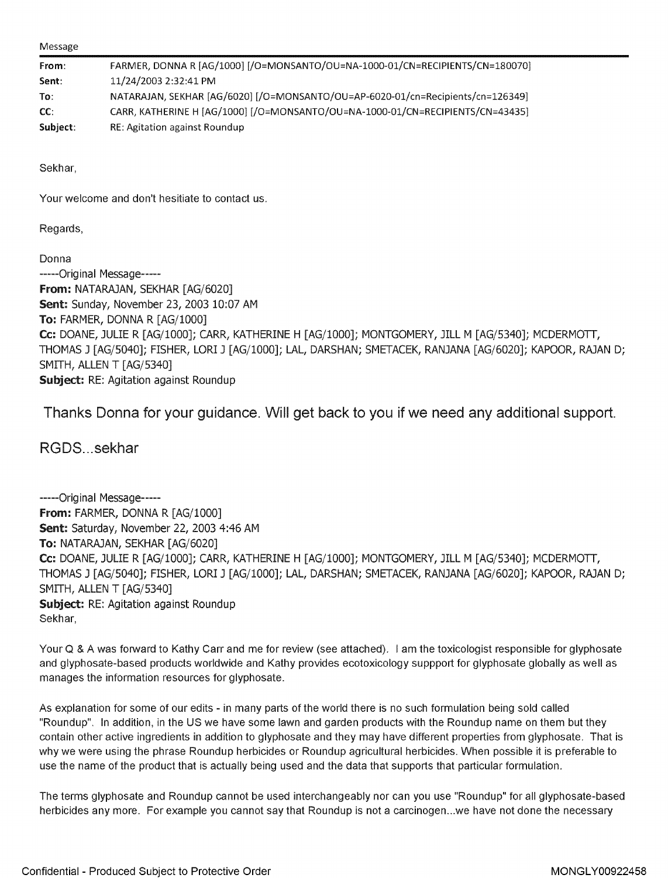Message

| | |
|---|---|
| **From:** | FARMER, DONNA R [AG/1000] [/O=MONSANTO/OU=NA-1000-01/CN=RECIPIENTS/CN=180070] |
| **Sent:** | 11/24/2003 2:32:41 PM |
| **To:** | NATARAJAN, SEKHAR [AG/6020] [/O=MONSANTO/OU=AP-6020-01/cn=Recipients/cn=126349] |
| **CC:** | CARR, KATHERINE H [AG/1000] [/O=MONSANTO/OU=NA-1000-01/CN=RECIPIENTS/CN=43435] |
| **Subject:** | RE: Agitation against Roundup |

Sekhar,

Your welcome and don't hesitiate to contact us.

Regards,

Donna

-----Original Message-----
**From:** NATARAJAN, SEKHAR [AG/6020]
**Sent:** Sunday, November 23, 2003 10:07 AM
**To:** FARMER, DONNA R [AG/1000]
**Cc:** DOANE, JULIE R [AG/1000]; CARR, KATHERINE H [AG/1000]; MONTGOMERY, JILL M [AG/5340]; MCDERMOTT, THOMAS J [AG/5040]; FISHER, LORI J [AG/1000]; LAL, DARSHAN; SMETACEK, RANJANA [AG/6020]; KAPOOR, RAJAN D; SMITH, ALLEN T [AG/5340]
**Subject:** RE: Agitation against Roundup

Thanks Donna for your guidance. Will get back to you if we need any additional support.

RGDS...sekhar

-----Original Message-----
**From:** FARMER, DONNA R [AG/1000]
**Sent:** Saturday, November 22, 2003 4:46 AM
**To:** NATARAJAN, SEKHAR [AG/6020]
**Cc:** DOANE, JULIE R [AG/1000]; CARR, KATHERINE H [AG/1000]; MONTGOMERY, JILL M [AG/5340]; MCDERMOTT, THOMAS J [AG/5040]; FISHER, LORI J [AG/1000]; LAL, DARSHAN; SMETACEK, RANJANA [AG/6020]; KAPOOR, RAJAN D; SMITH, ALLEN T [AG/5340]
**Subject:** RE: Agitation against Roundup
Sekhar,

Your Q & A was forward to Kathy Carr and me for review (see attached). I am the toxicologist responsible for glyphosate and glyphosate-based products worldwide and Kathy provides ecotoxicology suppport for glyphosate globally as well as manages the information resources for glyphosate.

As explanation for some of our edits - in many parts of the world there is no such formulation being sold called "Roundup". In addition, in the US we have some lawn and garden products with the Roundup name on them but they contain other active ingredients in addition to glyphosate and they may have different properties from glyphosate. That is why we were using the phrase Roundup herbicides or Roundup agricultural herbicides. When possible it is preferable to use the name of the product that is actually being used and the data that supports that particular formulation.

The terms glyphosate and Roundup cannot be used interchangeably nor can you use "Roundup" for all glyphosate-based herbicides any more. For example you cannot say that Roundup is not a carcinogen...we have not done the necessary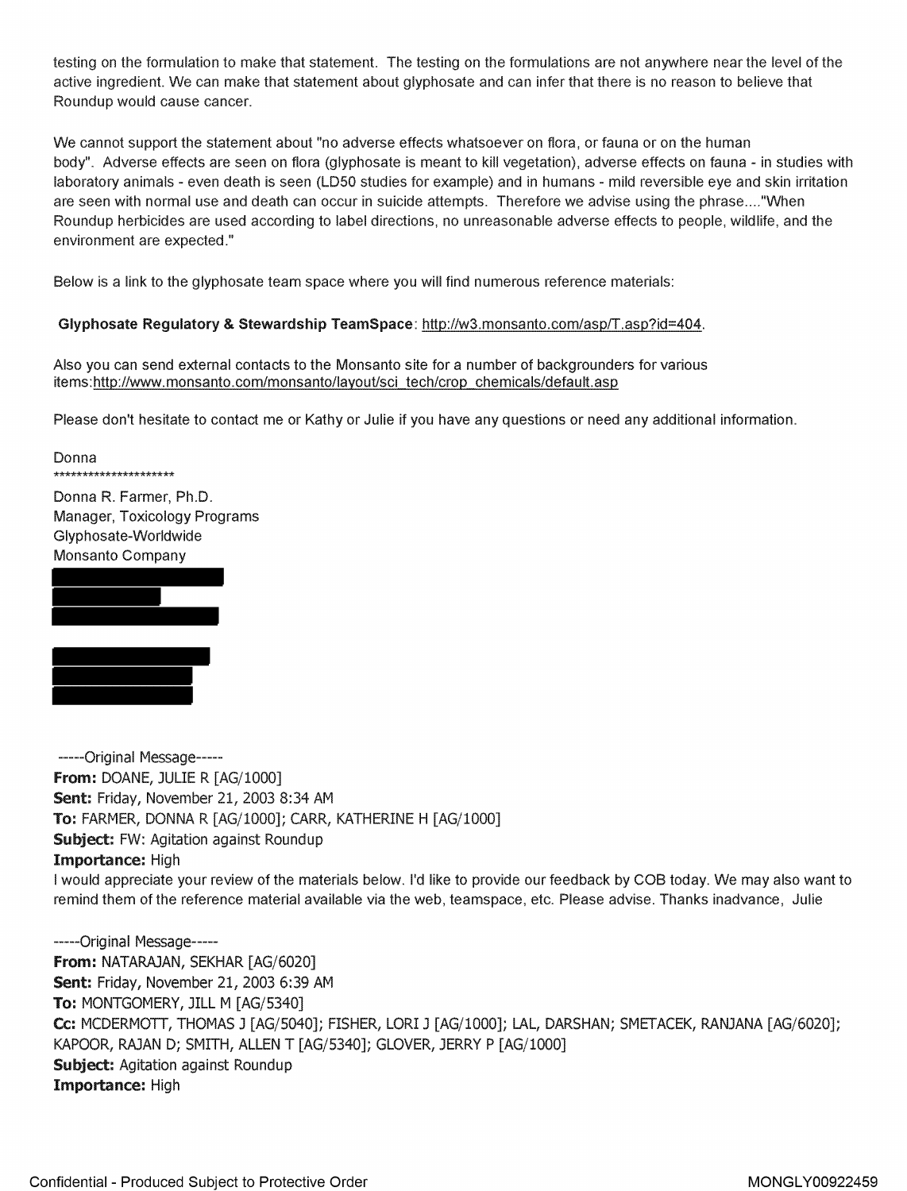testing on the formulation to make that statement. The testing on the formulations are not anywhere near the level of the active ingredient. We can make that statement about glyphosate and can infer that there is no reason to believe that Roundup would cause cancer.

We cannot support the statement about "no adverse effects whatsoever on flora, or fauna or on the human body". Adverse effects are seen on flora (glyphosate is meant to kill vegetation), adverse effects on fauna - in studies with laboratory animals - even death is seen (LD50 studies for example) and in humans - mild reversible eye and skin irritation are seen with normal use and death can occur in suicide attempts. Therefore we advise using the phrase...."When Roundup herbicides are used according to label directions, no unreasonable adverse effects to people, wildlife, and the environment are expected."

Below is a link to the glyphosate team space where you will find numerous reference materials:

**Glyphosate Regulatory & Stewardship TeamSpace**: http://w3.monsanto.com/asp/T.asp?id=404.

Also you can send external contacts to the Monsanto site for a number of backgrounders for various items:http://www.monsanto.com/monsanto/layout/sci_tech/crop_chemicals/default.asp

Please don't hesitate to contact me or Kathy or Julie if you have any questions or need any additional information.

Donna
*********************
Donna R. Farmer, Ph.D.
Manager, Toxicology Programs
Glyphosate-Worldwide
Monsanto Company

-----Original Message-----
**From:** DOANE, JULIE R [AG/1000]
**Sent:** Friday, November 21, 2003 8:34 AM
**To:** FARMER, DONNA R [AG/1000]; CARR, KATHERINE H [AG/1000]
**Subject:** FW: Agitation against Roundup
**Importance:** High

I would appreciate your review of the materials below. I'd like to provide our feedback by COB today. We may also want to remind them of the reference material available via the web, teamspace, etc. Please advise. Thanks inadvance, Julie

-----Original Message-----
**From:** NATARAJAN, SEKHAR [AG/6020]
**Sent:** Friday, November 21, 2003 6:39 AM
**To:** MONTGOMERY, JILL M [AG/5340]
**Cc:** MCDERMOTT, THOMAS J [AG/5040]; FISHER, LORI J [AG/1000]; LAL, DARSHAN; SMETACEK, RANJANA [AG/6020]; KAPOOR, RAJAN D; SMITH, ALLEN T [AG/5340]; GLOVER, JERRY P [AG/1000]
**Subject:** Agitation against Roundup
**Importance:** High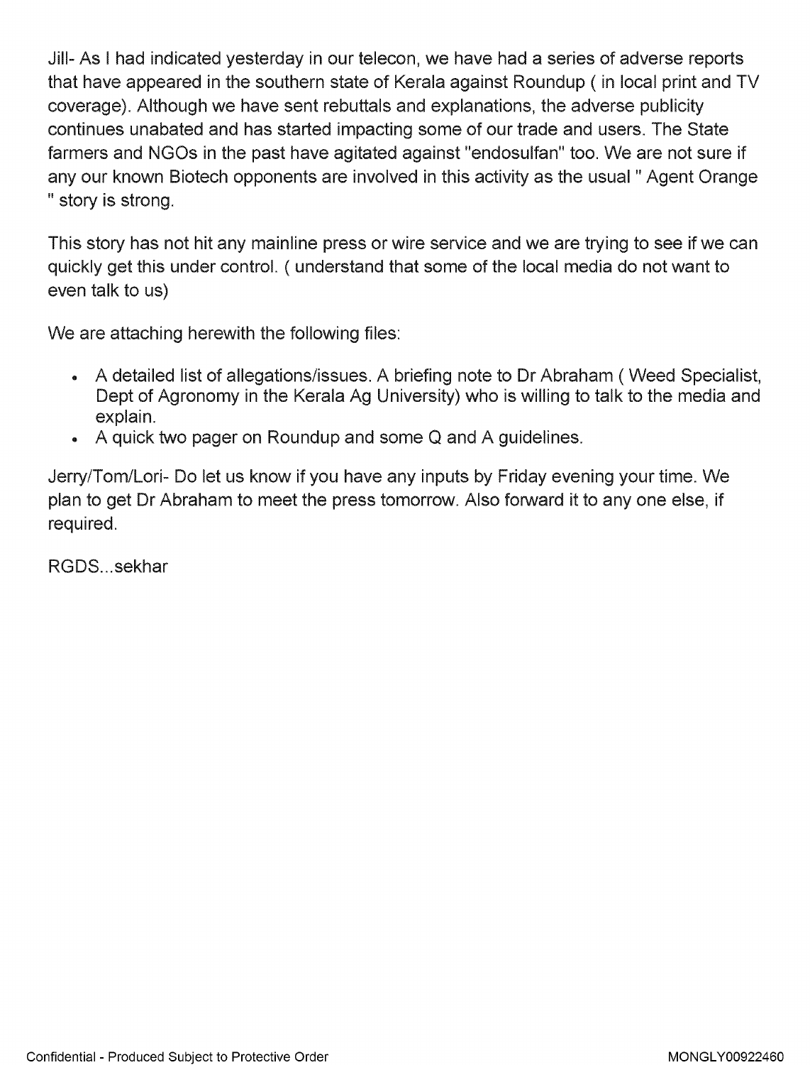Jill- As I had indicated yesterday in our telecon, we have had a series of adverse reports that have appeared in the southern state of Kerala against Roundup ( in local print and TV coverage). Although we have sent rebuttals and explanations, the adverse publicity continues unabated and has started impacting some of our trade and users. The State farmers and NGOs in the past have agitated against "endosulfan" too. We are not sure if any our known Biotech opponents are involved in this activity as the usual " Agent Orange " story is strong.

This story has not hit any mainline press or wire service and we are trying to see if we can quickly get this under control. ( understand that some of the local media do not want to even talk to us)

We are attaching herewith the following files:

- A detailed list of allegations/issues. A briefing note to Dr Abraham ( Weed Specialist, Dept of Agronomy in the Kerala Ag University) who is willing to talk to the media and explain.
- A quick two pager on Roundup and some Q and A guidelines.

Jerry/Tom/Lori- Do let us know if you have any inputs by Friday evening your time. We plan to get Dr Abraham to meet the press tomorrow. Also forward it to any one else, if required.

RGDS...sekhar

Confidential - Produced Subject to Protective Order MONGLY00922460